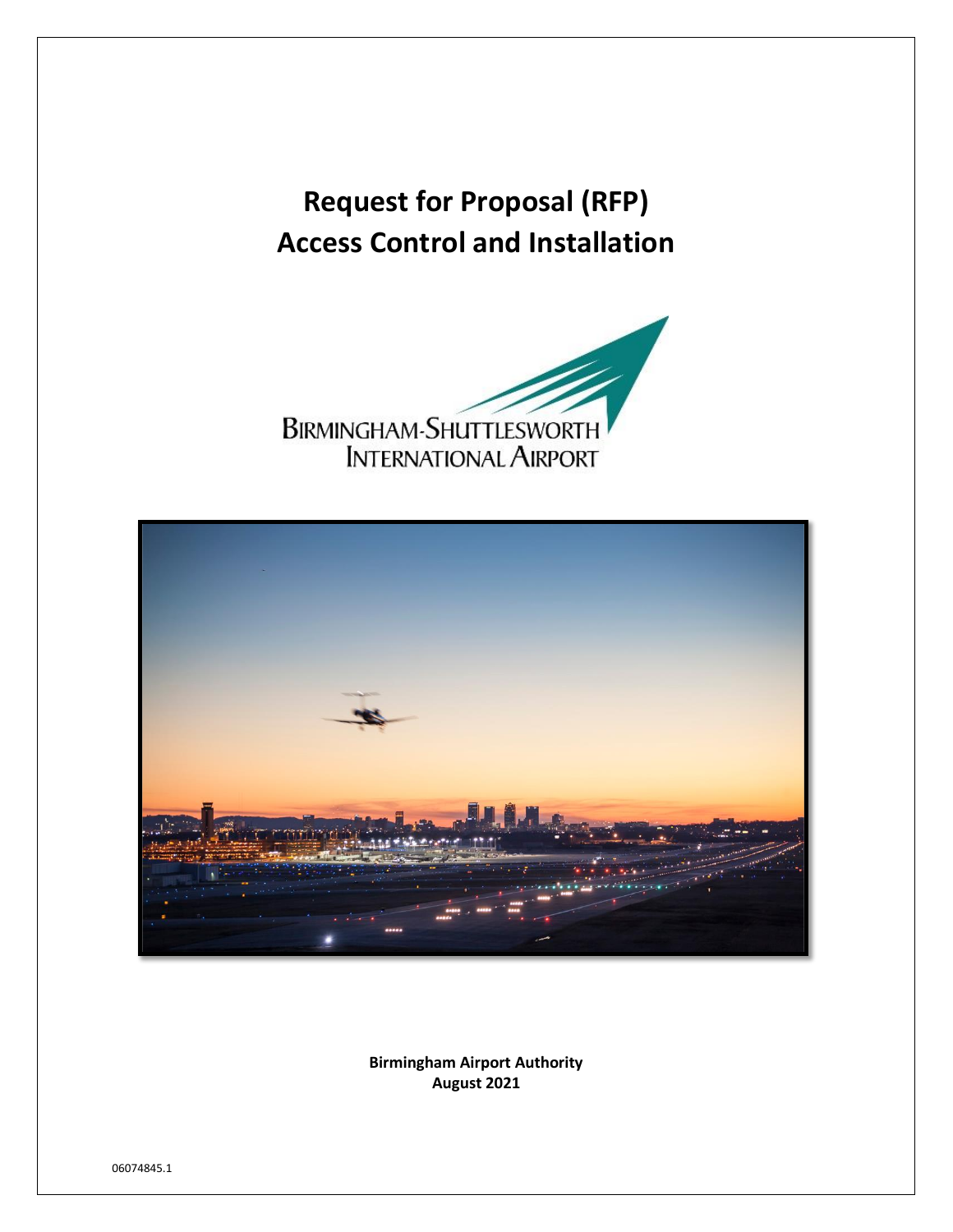# Request for Proposal (RFP)
# Access Control and Installation

BIRMINGHAM-SHUTTLESWORTH INTERNATIONAL AIRPORT

**Birmingham Airport Authority**
**August 2021**

06074845.1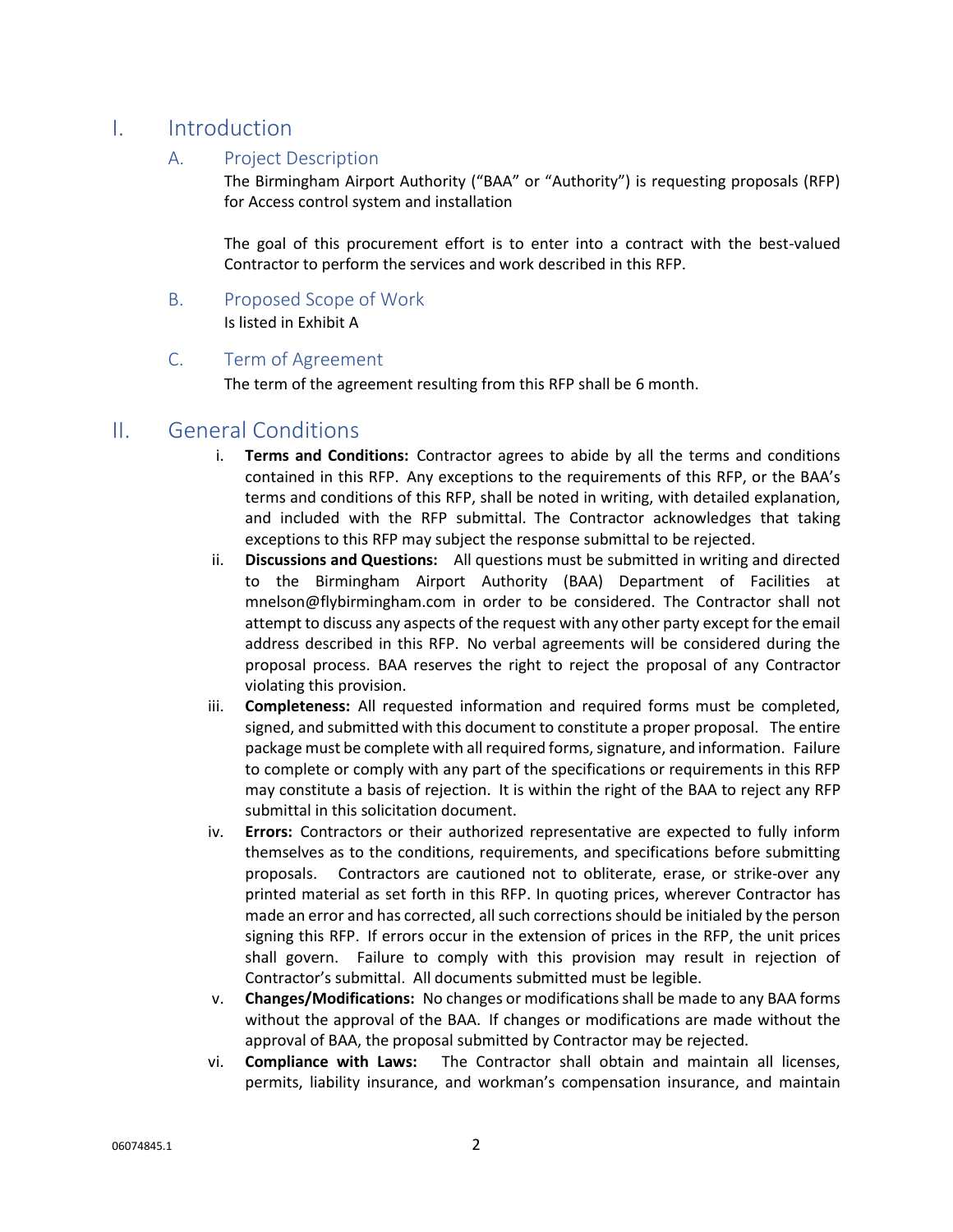# I. Introduction

## A. Project Description

The Birmingham Airport Authority ("BAA" or "Authority") is requesting proposals (RFP) for Access control system and installation

The goal of this procurement effort is to enter into a contract with the best-valued Contractor to perform the services and work described in this RFP.

## B. Proposed Scope of Work

Is listed in Exhibit A

## C. Term of Agreement

The term of the agreement resulting from this RFP shall be 6 month.

# II. General Conditions

i. **Terms and Conditions:** Contractor agrees to abide by all the terms and conditions contained in this RFP. Any exceptions to the requirements of this RFP, or the BAA's terms and conditions of this RFP, shall be noted in writing, with detailed explanation, and included with the RFP submittal. The Contractor acknowledges that taking exceptions to this RFP may subject the response submittal to be rejected.

ii. **Discussions and Questions:** All questions must be submitted in writing and directed to the Birmingham Airport Authority (BAA) Department of Facilities at mnelson@flybirmingham.com in order to be considered. The Contractor shall not attempt to discuss any aspects of the request with any other party except for the email address described in this RFP. No verbal agreements will be considered during the proposal process. BAA reserves the right to reject the proposal of any Contractor violating this provision.

iii. **Completeness:** All requested information and required forms must be completed, signed, and submitted with this document to constitute a proper proposal. The entire package must be complete with all required forms, signature, and information. Failure to complete or comply with any part of the specifications or requirements in this RFP may constitute a basis of rejection. It is within the right of the BAA to reject any RFP submittal in this solicitation document.

iv. **Errors:** Contractors or their authorized representative are expected to fully inform themselves as to the conditions, requirements, and specifications before submitting proposals. Contractors are cautioned not to obliterate, erase, or strike-over any printed material as set forth in this RFP. In quoting prices, wherever Contractor has made an error and has corrected, all such corrections should be initialed by the person signing this RFP. If errors occur in the extension of prices in the RFP, the unit prices shall govern. Failure to comply with this provision may result in rejection of Contractor's submittal. All documents submitted must be legible.

v. **Changes/Modifications:** No changes or modifications shall be made to any BAA forms without the approval of the BAA. If changes or modifications are made without the approval of BAA, the proposal submitted by Contractor may be rejected.

vi. **Compliance with Laws:** The Contractor shall obtain and maintain all licenses, permits, liability insurance, and workman's compensation insurance, and maintain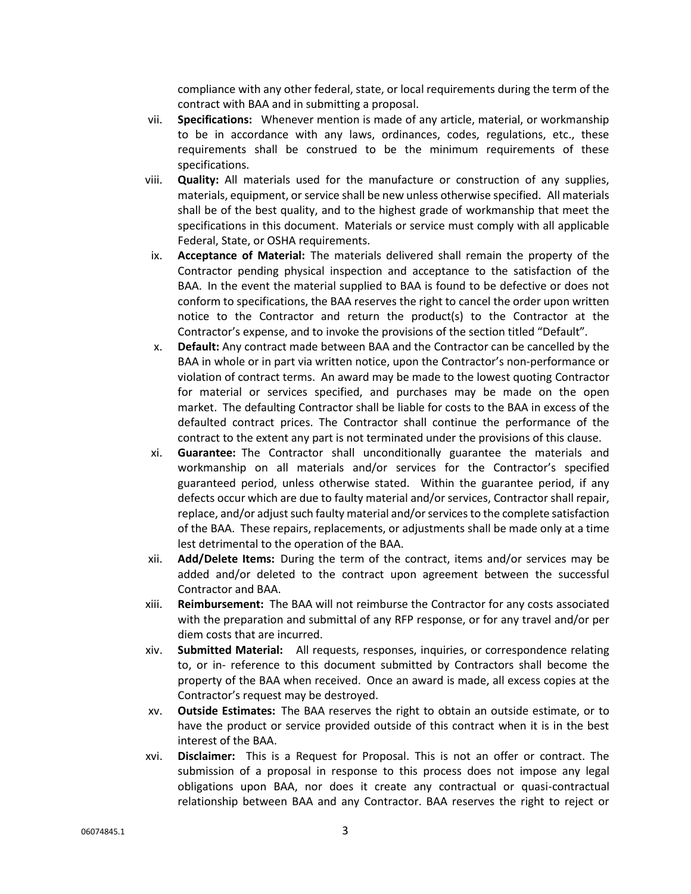compliance with any other federal, state, or local requirements during the term of the contract with BAA and in submitting a proposal.

vii. **Specifications:** Whenever mention is made of any article, material, or workmanship to be in accordance with any laws, ordinances, codes, regulations, etc., these requirements shall be construed to be the minimum requirements of these specifications.

viii. **Quality:** All materials used for the manufacture or construction of any supplies, materials, equipment, or service shall be new unless otherwise specified. All materials shall be of the best quality, and to the highest grade of workmanship that meet the specifications in this document. Materials or service must comply with all applicable Federal, State, or OSHA requirements.

ix. **Acceptance of Material:** The materials delivered shall remain the property of the Contractor pending physical inspection and acceptance to the satisfaction of the BAA. In the event the material supplied to BAA is found to be defective or does not conform to specifications, the BAA reserves the right to cancel the order upon written notice to the Contractor and return the product(s) to the Contractor at the Contractor's expense, and to invoke the provisions of the section titled "Default".

x. **Default:** Any contract made between BAA and the Contractor can be cancelled by the BAA in whole or in part via written notice, upon the Contractor's non-performance or violation of contract terms. An award may be made to the lowest quoting Contractor for material or services specified, and purchases may be made on the open market. The defaulting Contractor shall be liable for costs to the BAA in excess of the defaulted contract prices. The Contractor shall continue the performance of the contract to the extent any part is not terminated under the provisions of this clause.

xi. **Guarantee:** The Contractor shall unconditionally guarantee the materials and workmanship on all materials and/or services for the Contractor's specified guaranteed period, unless otherwise stated. Within the guarantee period, if any defects occur which are due to faulty material and/or services, Contractor shall repair, replace, and/or adjust such faulty material and/or services to the complete satisfaction of the BAA. These repairs, replacements, or adjustments shall be made only at a time lest detrimental to the operation of the BAA.

xii. **Add/Delete Items:** During the term of the contract, items and/or services may be added and/or deleted to the contract upon agreement between the successful Contractor and BAA.

xiii. **Reimbursement:** The BAA will not reimburse the Contractor for any costs associated with the preparation and submittal of any RFP response, or for any travel and/or per diem costs that are incurred.

xiv. **Submitted Material:** All requests, responses, inquiries, or correspondence relating to, or in- reference to this document submitted by Contractors shall become the property of the BAA when received. Once an award is made, all excess copies at the Contractor's request may be destroyed.

xv. **Outside Estimates:** The BAA reserves the right to obtain an outside estimate, or to have the product or service provided outside of this contract when it is in the best interest of the BAA.

xvi. **Disclaimer:** This is a Request for Proposal. This is not an offer or contract. The submission of a proposal in response to this process does not impose any legal obligations upon BAA, nor does it create any contractual or quasi-contractual relationship between BAA and any Contractor. BAA reserves the right to reject or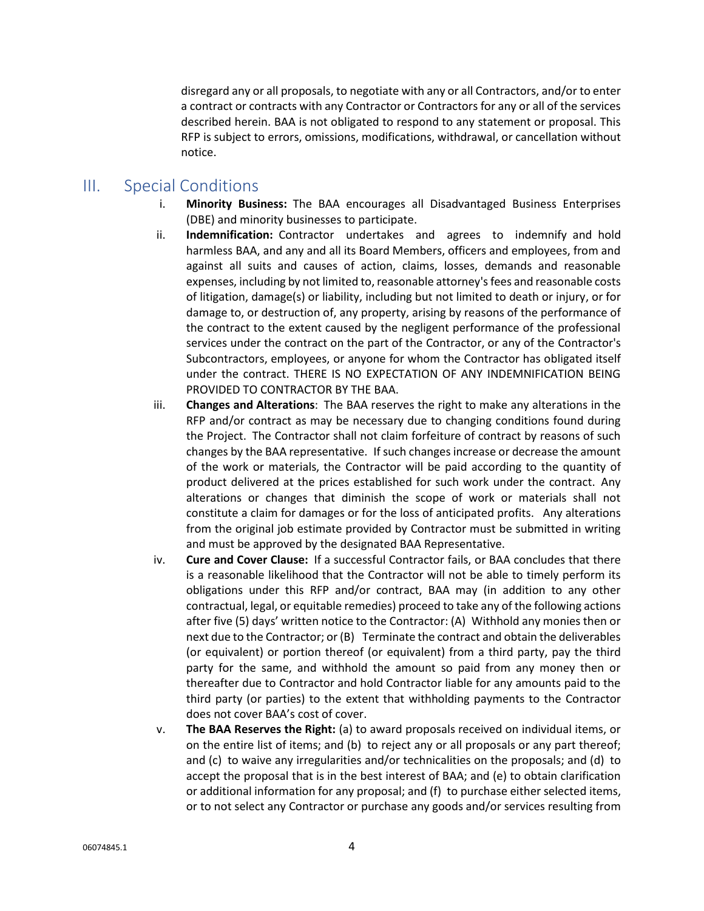disregard any or all proposals, to negotiate with any or all Contractors, and/or to enter a contract or contracts with any Contractor or Contractors for any or all of the services described herein. BAA is not obligated to respond to any statement or proposal. This RFP is subject to errors, omissions, modifications, withdrawal, or cancellation without notice.

## III. Special Conditions

i. **Minority Business:** The BAA encourages all Disadvantaged Business Enterprises (DBE) and minority businesses to participate.

ii. **Indemnification:** Contractor undertakes and agrees to indemnify and hold harmless BAA, and any and all its Board Members, officers and employees, from and against all suits and causes of action, claims, losses, demands and reasonable expenses, including by not limited to, reasonable attorney's fees and reasonable costs of litigation, damage(s) or liability, including but not limited to death or injury, or for damage to, or destruction of, any property, arising by reasons of the performance of the contract to the extent caused by the negligent performance of the professional services under the contract on the part of the Contractor, or any of the Contractor's Subcontractors, employees, or anyone for whom the Contractor has obligated itself under the contract. THERE IS NO EXPECTATION OF ANY INDEMNIFICATION BEING PROVIDED TO CONTRACTOR BY THE BAA.

iii. **Changes and Alterations**: The BAA reserves the right to make any alterations in the RFP and/or contract as may be necessary due to changing conditions found during the Project. The Contractor shall not claim forfeiture of contract by reasons of such changes by the BAA representative. If such changes increase or decrease the amount of the work or materials, the Contractor will be paid according to the quantity of product delivered at the prices established for such work under the contract. Any alterations or changes that diminish the scope of work or materials shall not constitute a claim for damages or for the loss of anticipated profits. Any alterations from the original job estimate provided by Contractor must be submitted in writing and must be approved by the designated BAA Representative.

iv. **Cure and Cover Clause:** If a successful Contractor fails, or BAA concludes that there is a reasonable likelihood that the Contractor will not be able to timely perform its obligations under this RFP and/or contract, BAA may (in addition to any other contractual, legal, or equitable remedies) proceed to take any of the following actions after five (5) days' written notice to the Contractor: (A) Withhold any monies then or next due to the Contractor; or (B) Terminate the contract and obtain the deliverables (or equivalent) or portion thereof (or equivalent) from a third party, pay the third party for the same, and withhold the amount so paid from any money then or thereafter due to Contractor and hold Contractor liable for any amounts paid to the third party (or parties) to the extent that withholding payments to the Contractor does not cover BAA's cost of cover.

v. **The BAA Reserves the Right:** (a) to award proposals received on individual items, or on the entire list of items; and (b) to reject any or all proposals or any part thereof; and (c) to waive any irregularities and/or technicalities on the proposals; and (d) to accept the proposal that is in the best interest of BAA; and (e) to obtain clarification or additional information for any proposal; and (f) to purchase either selected items, or to not select any Contractor or purchase any goods and/or services resulting from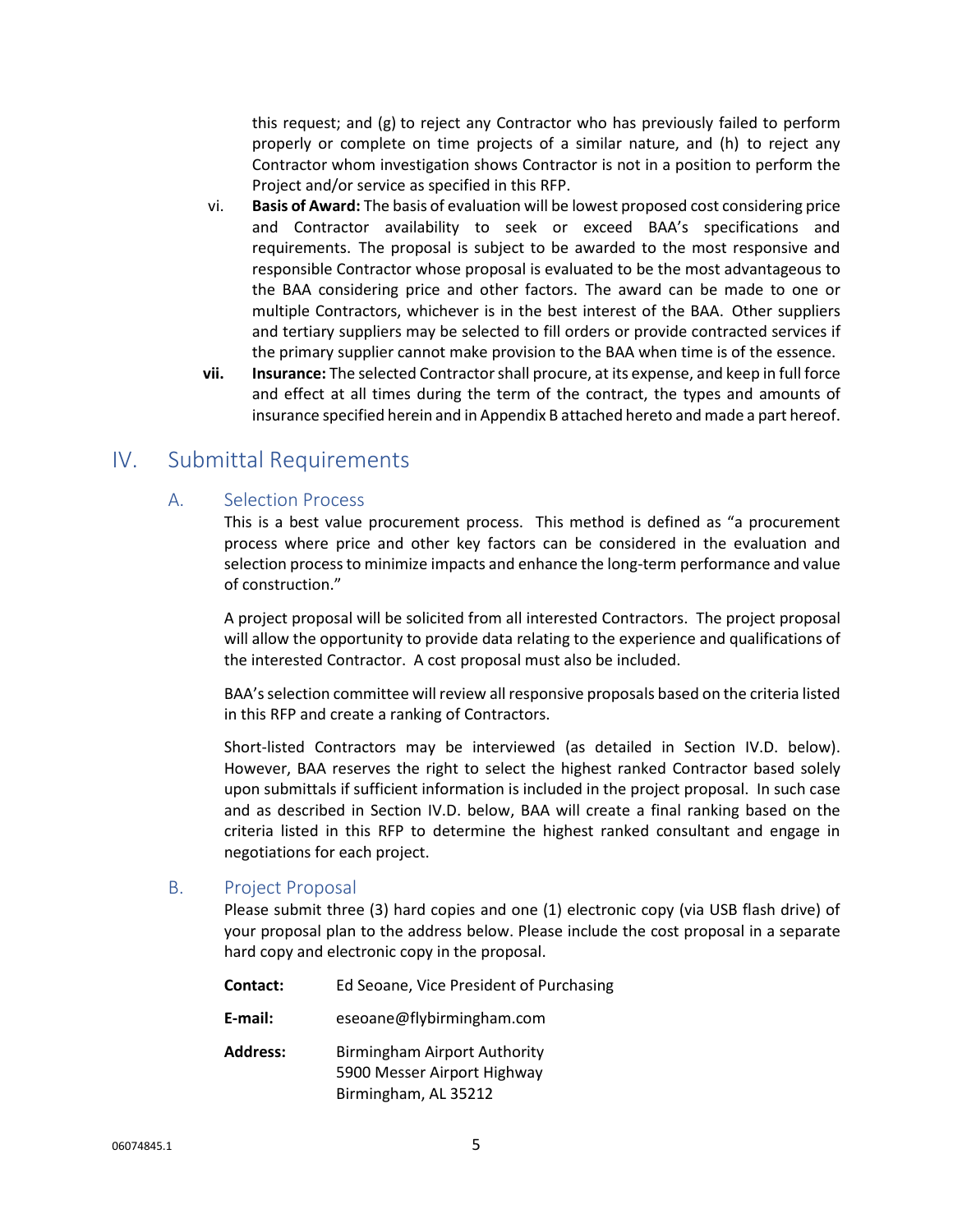this request; and (g) to reject any Contractor who has previously failed to perform properly or complete on time projects of a similar nature, and (h) to reject any Contractor whom investigation shows Contractor is not in a position to perform the Project and/or service as specified in this RFP.

vi. **Basis of Award:** The basis of evaluation will be lowest proposed cost considering price and Contractor availability to seek or exceed BAA's specifications and requirements. The proposal is subject to be awarded to the most responsive and responsible Contractor whose proposal is evaluated to be the most advantageous to the BAA considering price and other factors. The award can be made to one or multiple Contractors, whichever is in the best interest of the BAA. Other suppliers and tertiary suppliers may be selected to fill orders or provide contracted services if the primary supplier cannot make provision to the BAA when time is of the essence.

**vii. Insurance:** The selected Contractor shall procure, at its expense, and keep in full force and effect at all times during the term of the contract, the types and amounts of insurance specified herein and in Appendix B attached hereto and made a part hereof.

# IV. Submittal Requirements

## A. Selection Process

This is a best value procurement process. This method is defined as "a procurement process where price and other key factors can be considered in the evaluation and selection process to minimize impacts and enhance the long-term performance and value of construction."

A project proposal will be solicited from all interested Contractors. The project proposal will allow the opportunity to provide data relating to the experience and qualifications of the interested Contractor. A cost proposal must also be included.

BAA's selection committee will review all responsive proposals based on the criteria listed in this RFP and create a ranking of Contractors.

Short-listed Contractors may be interviewed (as detailed in Section IV.D. below). However, BAA reserves the right to select the highest ranked Contractor based solely upon submittals if sufficient information is included in the project proposal. In such case and as described in Section IV.D. below, BAA will create a final ranking based on the criteria listed in this RFP to determine the highest ranked consultant and engage in negotiations for each project.

## B. Project Proposal

Please submit three (3) hard copies and one (1) electronic copy (via USB flash drive) of your proposal plan to the address below. Please include the cost proposal in a separate hard copy and electronic copy in the proposal.

**Contact:** Ed Seoane, Vice President of Purchasing

**E-mail:** eseoane@flybirmingham.com

**Address:** Birmingham Airport Authority
5900 Messer Airport Highway
Birmingham, AL 35212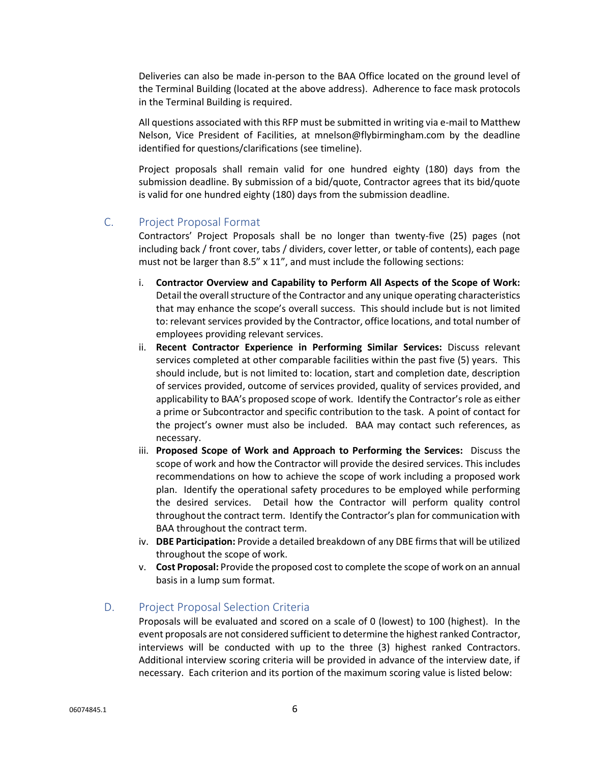Deliveries can also be made in-person to the BAA Office located on the ground level of the Terminal Building (located at the above address). Adherence to face mask protocols in the Terminal Building is required.

All questions associated with this RFP must be submitted in writing via e-mail to Matthew Nelson, Vice President of Facilities, at mnelson@flybirmingham.com by the deadline identified for questions/clarifications (see timeline).

Project proposals shall remain valid for one hundred eighty (180) days from the submission deadline. By submission of a bid/quote, Contractor agrees that its bid/quote is valid for one hundred eighty (180) days from the submission deadline.

## C. Project Proposal Format

Contractors' Project Proposals shall be no longer than twenty-five (25) pages (not including back / front cover, tabs / dividers, cover letter, or table of contents), each page must not be larger than 8.5" x 11", and must include the following sections:

i. **Contractor Overview and Capability to Perform All Aspects of the Scope of Work:** Detail the overall structure of the Contractor and any unique operating characteristics that may enhance the scope's overall success. This should include but is not limited to: relevant services provided by the Contractor, office locations, and total number of employees providing relevant services.

ii. **Recent Contractor Experience in Performing Similar Services:** Discuss relevant services completed at other comparable facilities within the past five (5) years. This should include, but is not limited to: location, start and completion date, description of services provided, outcome of services provided, quality of services provided, and applicability to BAA's proposed scope of work. Identify the Contractor's role as either a prime or Subcontractor and specific contribution to the task. A point of contact for the project's owner must also be included. BAA may contact such references, as necessary.

iii. **Proposed Scope of Work and Approach to Performing the Services:** Discuss the scope of work and how the Contractor will provide the desired services. This includes recommendations on how to achieve the scope of work including a proposed work plan. Identify the operational safety procedures to be employed while performing the desired services. Detail how the Contractor will perform quality control throughout the contract term. Identify the Contractor's plan for communication with BAA throughout the contract term.

iv. **DBE Participation:** Provide a detailed breakdown of any DBE firms that will be utilized throughout the scope of work.

v. **Cost Proposal:** Provide the proposed cost to complete the scope of work on an annual basis in a lump sum format.

## D. Project Proposal Selection Criteria

Proposals will be evaluated and scored on a scale of 0 (lowest) to 100 (highest). In the event proposals are not considered sufficient to determine the highest ranked Contractor, interviews will be conducted with up to the three (3) highest ranked Contractors. Additional interview scoring criteria will be provided in advance of the interview date, if necessary. Each criterion and its portion of the maximum scoring value is listed below: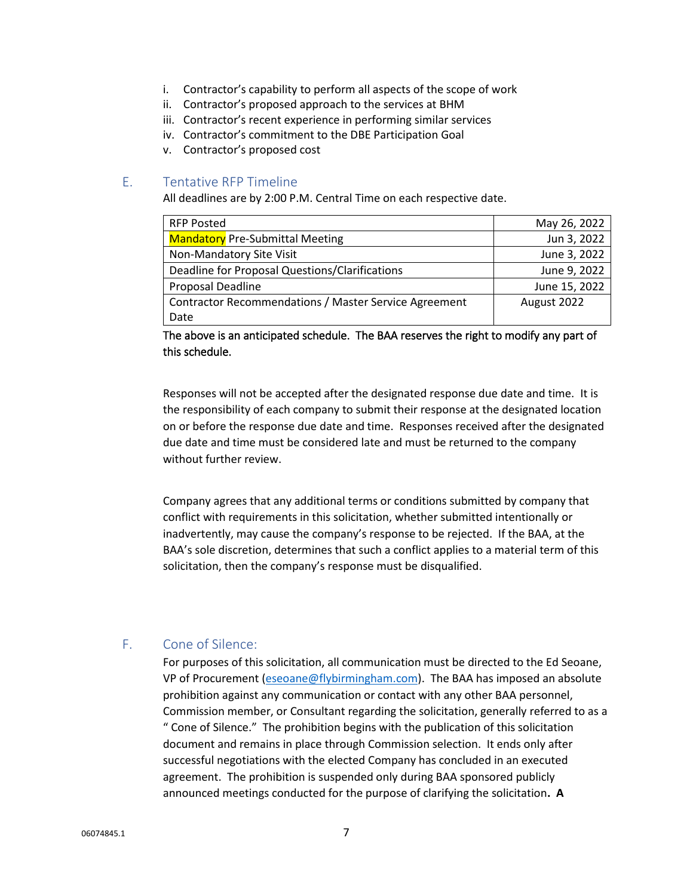i. Contractor's capability to perform all aspects of the scope of work
ii. Contractor's proposed approach to the services at BHM
iii. Contractor's recent experience in performing similar services
iv. Contractor's commitment to the DBE Participation Goal
v. Contractor's proposed cost

## E. Tentative RFP Timeline

All deadlines are by 2:00 P.M. Central Time on each respective date.

| | |
|---|---|
| RFP Posted | May 26, 2022 |
| Mandatory Pre-Submittal Meeting | Jun 3, 2022 |
| Non-Mandatory Site Visit | June 3, 2022 |
| Deadline for Proposal Questions/Clarifications | June 9, 2022 |
| Proposal Deadline | June 15, 2022 |
| Contractor Recommendations / Master Service Agreement Date | August 2022 |

The above is an anticipated schedule. The BAA reserves the right to modify any part of this schedule.

Responses will not be accepted after the designated response due date and time. It is the responsibility of each company to submit their response at the designated location on or before the response due date and time. Responses received after the designated due date and time must be considered late and must be returned to the company without further review.

Company agrees that any additional terms or conditions submitted by company that conflict with requirements in this solicitation, whether submitted intentionally or inadvertently, may cause the company's response to be rejected. If the BAA, at the BAA's sole discretion, determines that such a conflict applies to a material term of this solicitation, then the company's response must be disqualified.

## F. Cone of Silence:

For purposes of this solicitation, all communication must be directed to the Ed Seoane, VP of Procurement (eseoane@flybirmingham.com). The BAA has imposed an absolute prohibition against any communication or contact with any other BAA personnel, Commission member, or Consultant regarding the solicitation, generally referred to as a " Cone of Silence." The prohibition begins with the publication of this solicitation document and remains in place through Commission selection. It ends only after successful negotiations with the elected Company has concluded in an executed agreement. The prohibition is suspended only during BAA sponsored publicly announced meetings conducted for the purpose of clarifying the solicitation. **A**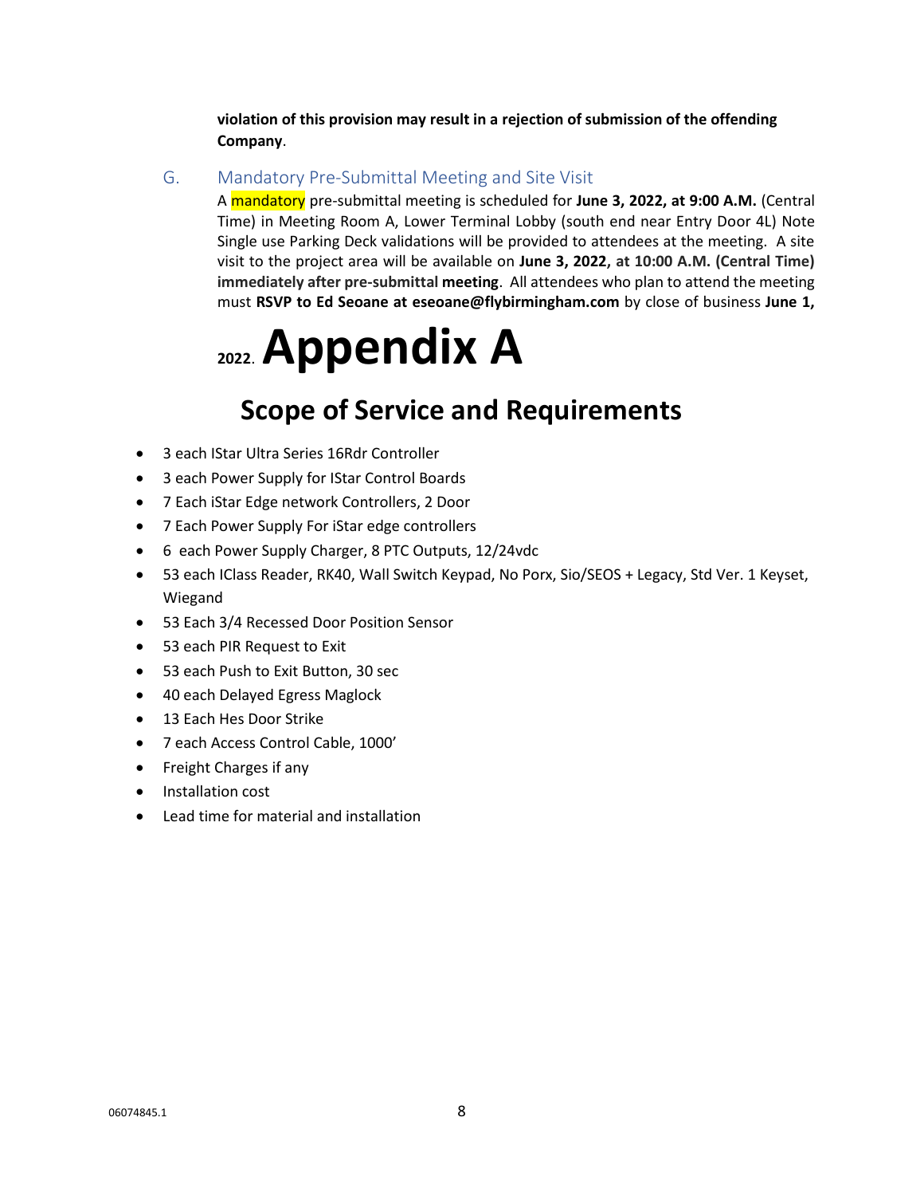**violation of this provision may result in a rejection of submission of the offending Company**.

### G. Mandatory Pre-Submittal Meeting and Site Visit

A mandatory pre-submittal meeting is scheduled for **June 3, 2022, at 9:00 A.M.** (Central Time) in Meeting Room A, Lower Terminal Lobby (south end near Entry Door 4L) Note Single use Parking Deck validations will be provided to attendees at the meeting. A site visit to the project area will be available on **June 3, 2022, at 10:00 A.M. (Central Time) immediately after pre-submittal meeting**. All attendees who plan to attend the meeting must **RSVP to Ed Seoane at eseoane@flybirmingham.com** by close of business **June 1, 2022**.

# Appendix A

## Scope of Service and Requirements

- 3 each IStar Ultra Series 16Rdr Controller
- 3 each Power Supply for IStar Control Boards
- 7 Each iStar Edge network Controllers, 2 Door
- 7 Each Power Supply For iStar edge controllers
- 6 each Power Supply Charger, 8 PTC Outputs, 12/24vdc
- 53 each IClass Reader, RK40, Wall Switch Keypad, No Porx, Sio/SEOS + Legacy, Std Ver. 1 Keyset, Wiegand
- 53 Each 3/4 Recessed Door Position Sensor
- 53 each PIR Request to Exit
- 53 each Push to Exit Button, 30 sec
- 40 each Delayed Egress Maglock
- 13 Each Hes Door Strike
- 7 each Access Control Cable, 1000'
- Freight Charges if any
- Installation cost
- Lead time for material and installation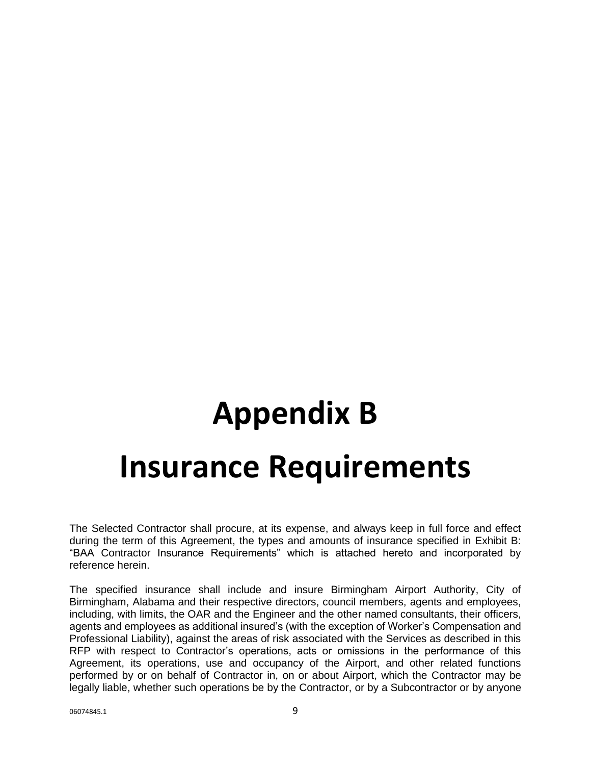# Appendix B

# Insurance Requirements

The Selected Contractor shall procure, at its expense, and always keep in full force and effect during the term of this Agreement, the types and amounts of insurance specified in Exhibit B: "BAA Contractor Insurance Requirements" which is attached hereto and incorporated by reference herein.

The specified insurance shall include and insure Birmingham Airport Authority, City of Birmingham, Alabama and their respective directors, council members, agents and employees, including, with limits, the OAR and the Engineer and the other named consultants, their officers, agents and employees as additional insured's (with the exception of Worker's Compensation and Professional Liability), against the areas of risk associated with the Services as described in this RFP with respect to Contractor's operations, acts or omissions in the performance of this Agreement, its operations, use and occupancy of the Airport, and other related functions performed by or on behalf of Contractor in, on or about Airport, which the Contractor may be legally liable, whether such operations be by the Contractor, or by a Subcontractor or by anyone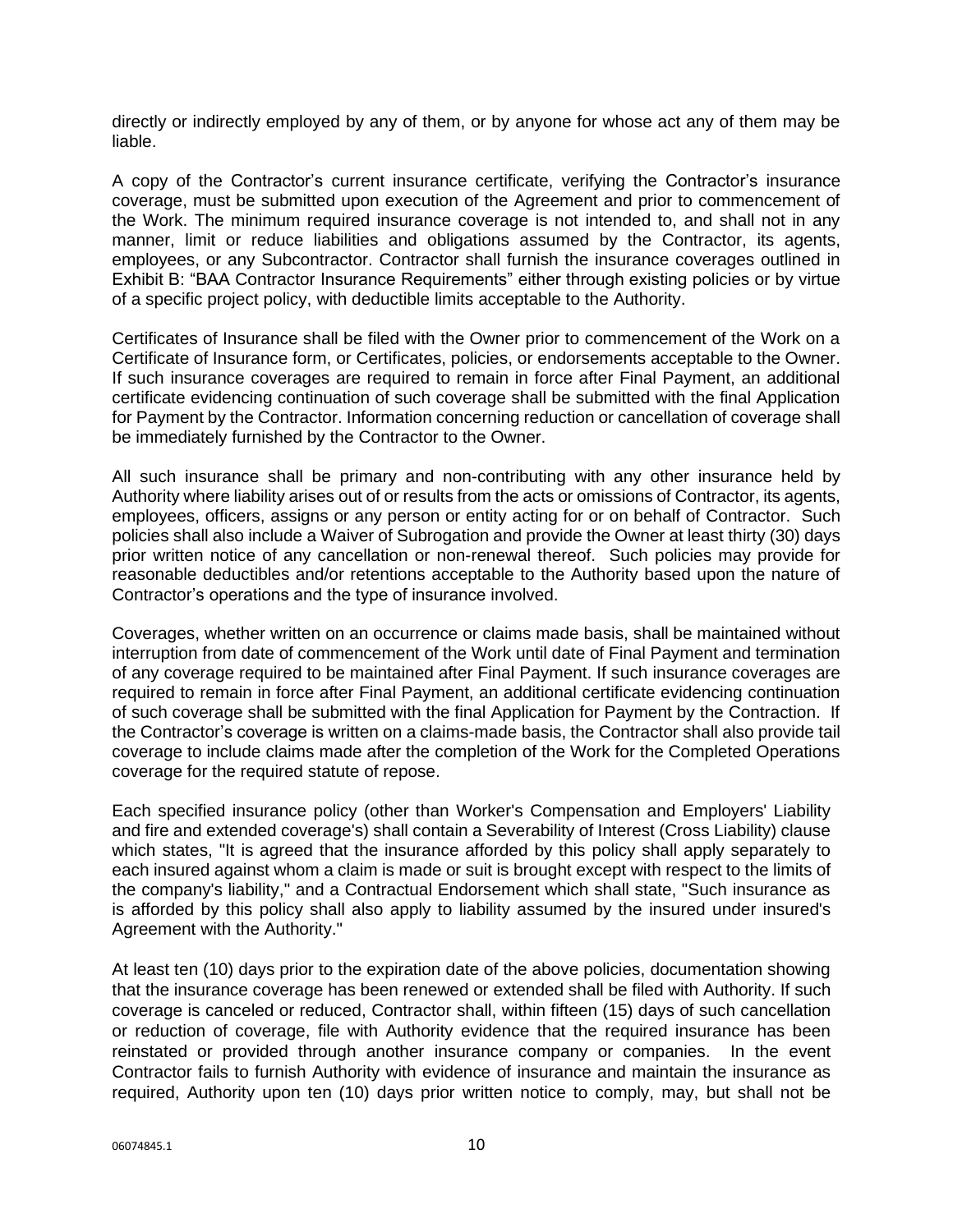directly or indirectly employed by any of them, or by anyone for whose act any of them may be liable.

A copy of the Contractor's current insurance certificate, verifying the Contractor's insurance coverage, must be submitted upon execution of the Agreement and prior to commencement of the Work. The minimum required insurance coverage is not intended to, and shall not in any manner, limit or reduce liabilities and obligations assumed by the Contractor, its agents, employees, or any Subcontractor. Contractor shall furnish the insurance coverages outlined in Exhibit B: "BAA Contractor Insurance Requirements" either through existing policies or by virtue of a specific project policy, with deductible limits acceptable to the Authority.

Certificates of Insurance shall be filed with the Owner prior to commencement of the Work on a Certificate of Insurance form, or Certificates, policies, or endorsements acceptable to the Owner. If such insurance coverages are required to remain in force after Final Payment, an additional certificate evidencing continuation of such coverage shall be submitted with the final Application for Payment by the Contractor. Information concerning reduction or cancellation of coverage shall be immediately furnished by the Contractor to the Owner.

All such insurance shall be primary and non-contributing with any other insurance held by Authority where liability arises out of or results from the acts or omissions of Contractor, its agents, employees, officers, assigns or any person or entity acting for or on behalf of Contractor. Such policies shall also include a Waiver of Subrogation and provide the Owner at least thirty (30) days prior written notice of any cancellation or non-renewal thereof. Such policies may provide for reasonable deductibles and/or retentions acceptable to the Authority based upon the nature of Contractor's operations and the type of insurance involved.

Coverages, whether written on an occurrence or claims made basis, shall be maintained without interruption from date of commencement of the Work until date of Final Payment and termination of any coverage required to be maintained after Final Payment. If such insurance coverages are required to remain in force after Final Payment, an additional certificate evidencing continuation of such coverage shall be submitted with the final Application for Payment by the Contraction. If the Contractor's coverage is written on a claims-made basis, the Contractor shall also provide tail coverage to include claims made after the completion of the Work for the Completed Operations coverage for the required statute of repose.

Each specified insurance policy (other than Worker's Compensation and Employers' Liability and fire and extended coverage's) shall contain a Severability of Interest (Cross Liability) clause which states, "It is agreed that the insurance afforded by this policy shall apply separately to each insured against whom a claim is made or suit is brought except with respect to the limits of the company's liability," and a Contractual Endorsement which shall state, "Such insurance as is afforded by this policy shall also apply to liability assumed by the insured under insured's Agreement with the Authority."

At least ten (10) days prior to the expiration date of the above policies, documentation showing that the insurance coverage has been renewed or extended shall be filed with Authority. If such coverage is canceled or reduced, Contractor shall, within fifteen (15) days of such cancellation or reduction of coverage, file with Authority evidence that the required insurance has been reinstated or provided through another insurance company or companies. In the event Contractor fails to furnish Authority with evidence of insurance and maintain the insurance as required, Authority upon ten (10) days prior written notice to comply, may, but shall not be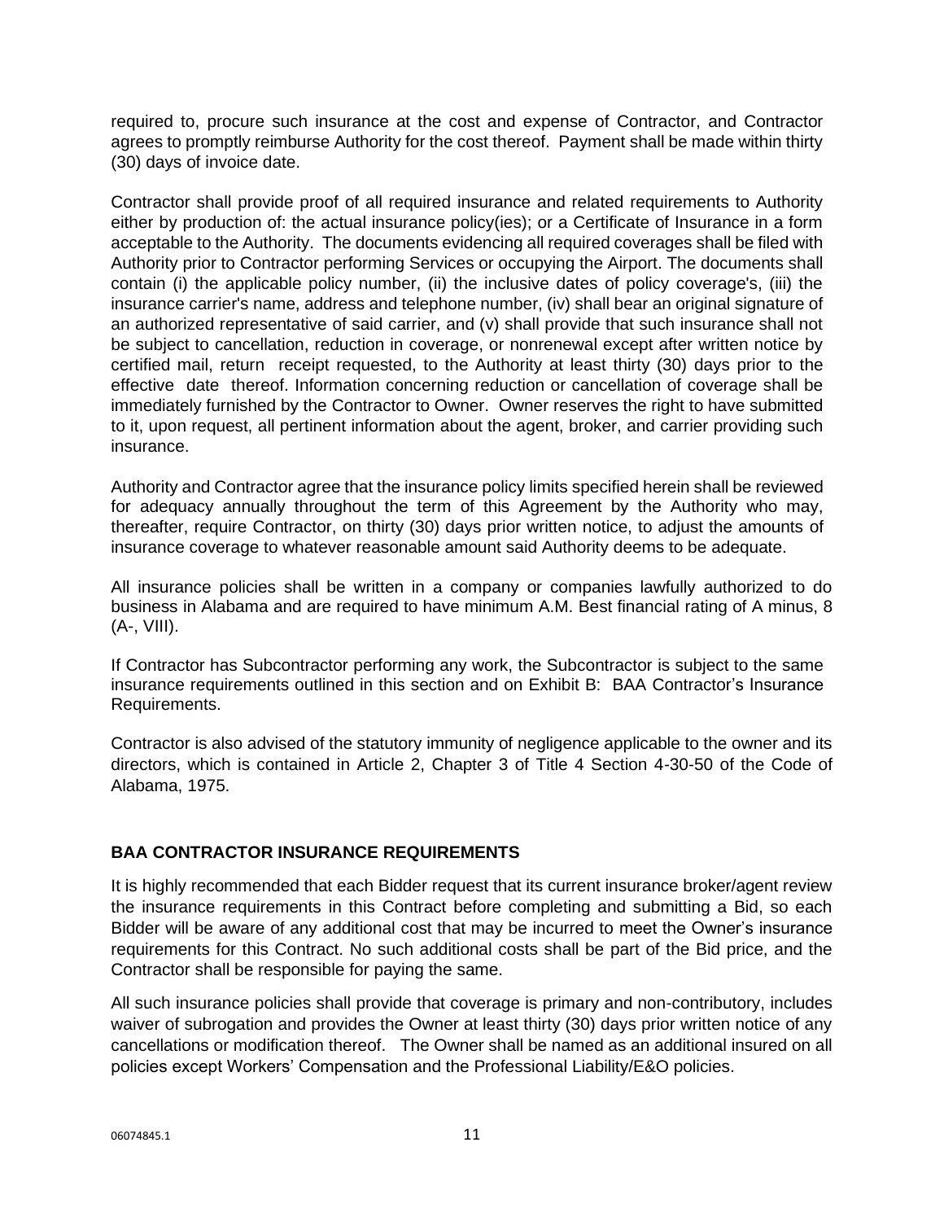required to, procure such insurance at the cost and expense of Contractor, and Contractor agrees to promptly reimburse Authority for the cost thereof. Payment shall be made within thirty (30) days of invoice date.

Contractor shall provide proof of all required insurance and related requirements to Authority either by production of: the actual insurance policy(ies); or a Certificate of Insurance in a form acceptable to the Authority. The documents evidencing all required coverages shall be filed with Authority prior to Contractor performing Services or occupying the Airport. The documents shall contain (i) the applicable policy number, (ii) the inclusive dates of policy coverage's, (iii) the insurance carrier's name, address and telephone number, (iv) shall bear an original signature of an authorized representative of said carrier, and (v) shall provide that such insurance shall not be subject to cancellation, reduction in coverage, or nonrenewal except after written notice by certified mail, return receipt requested, to the Authority at least thirty (30) days prior to the effective date thereof. Information concerning reduction or cancellation of coverage shall be immediately furnished by the Contractor to Owner. Owner reserves the right to have submitted to it, upon request, all pertinent information about the agent, broker, and carrier providing such insurance.

Authority and Contractor agree that the insurance policy limits specified herein shall be reviewed for adequacy annually throughout the term of this Agreement by the Authority who may, thereafter, require Contractor, on thirty (30) days prior written notice, to adjust the amounts of insurance coverage to whatever reasonable amount said Authority deems to be adequate.

All insurance policies shall be written in a company or companies lawfully authorized to do business in Alabama and are required to have minimum A.M. Best financial rating of A minus, 8 (A-, VIII).

If Contractor has Subcontractor performing any work, the Subcontractor is subject to the same insurance requirements outlined in this section and on Exhibit B: BAA Contractor's Insurance Requirements.

Contractor is also advised of the statutory immunity of negligence applicable to the owner and its directors, which is contained in Article 2, Chapter 3 of Title 4 Section 4-30-50 of the Code of Alabama, 1975.

## BAA CONTRACTOR INSURANCE REQUIREMENTS

It is highly recommended that each Bidder request that its current insurance broker/agent review the insurance requirements in this Contract before completing and submitting a Bid, so each Bidder will be aware of any additional cost that may be incurred to meet the Owner's insurance requirements for this Contract. No such additional costs shall be part of the Bid price, and the Contractor shall be responsible for paying the same.

All such insurance policies shall provide that coverage is primary and non-contributory, includes waiver of subrogation and provides the Owner at least thirty (30) days prior written notice of any cancellations or modification thereof. The Owner shall be named as an additional insured on all policies except Workers' Compensation and the Professional Liability/E&O policies.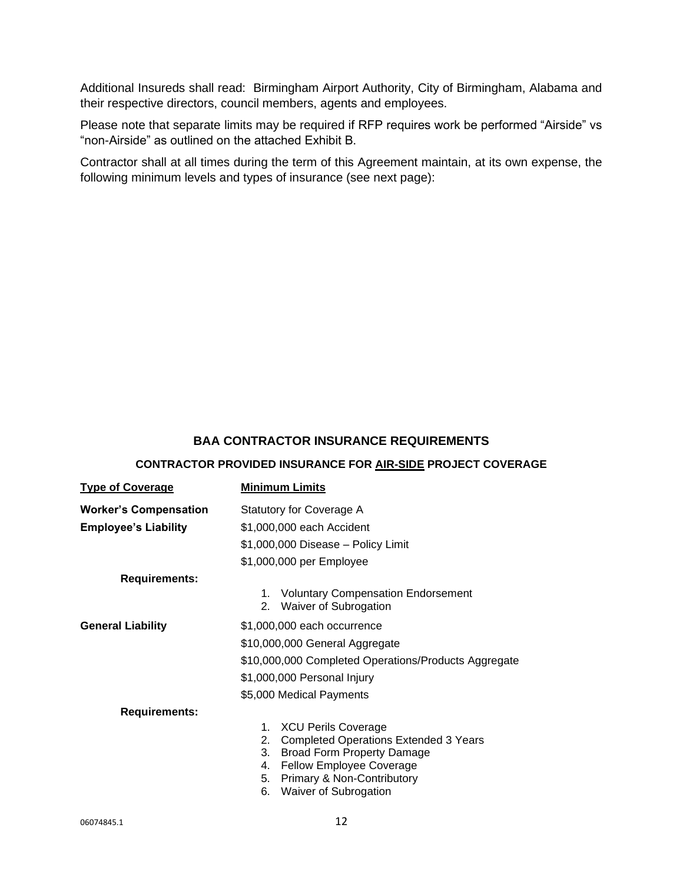Additional Insureds shall read: Birmingham Airport Authority, City of Birmingham, Alabama and their respective directors, council members, agents and employees.

Please note that separate limits may be required if RFP requires work be performed "Airside" vs "non-Airside" as outlined on the attached Exhibit B.

Contractor shall at all times during the term of this Agreement maintain, at its own expense, the following minimum levels and types of insurance (see next page):

## BAA CONTRACTOR INSURANCE REQUIREMENTS

### CONTRACTOR PROVIDED INSURANCE FOR <u>AIR-SIDE</u> PROJECT COVERAGE

| <u>**Type of Coverage**</u> | <u>**Minimum Limits**</u> |
|---|---|
| **Worker's Compensation** | Statutory for Coverage A |
| **Employee's Liability** | $1,000,000 each Accident |
| | $1,000,000 Disease – Policy Limit |
| | $1,000,000 per Employee |
| **Requirements:** | 1. Voluntary Compensation Endorsement<br>2. Waiver of Subrogation |
| **General Liability** | $1,000,000 each occurrence |
| | $10,000,000 General Aggregate |
| | $10,000,000 Completed Operations/Products Aggregate |
| | $1,000,000 Personal Injury |
| | $5,000 Medical Payments |
| **Requirements:** | 1. XCU Perils Coverage<br>2. Completed Operations Extended 3 Years<br>3. Broad Form Property Damage<br>4. Fellow Employee Coverage<br>5. Primary & Non-Contributory<br>6. Waiver of Subrogation |

06074845.1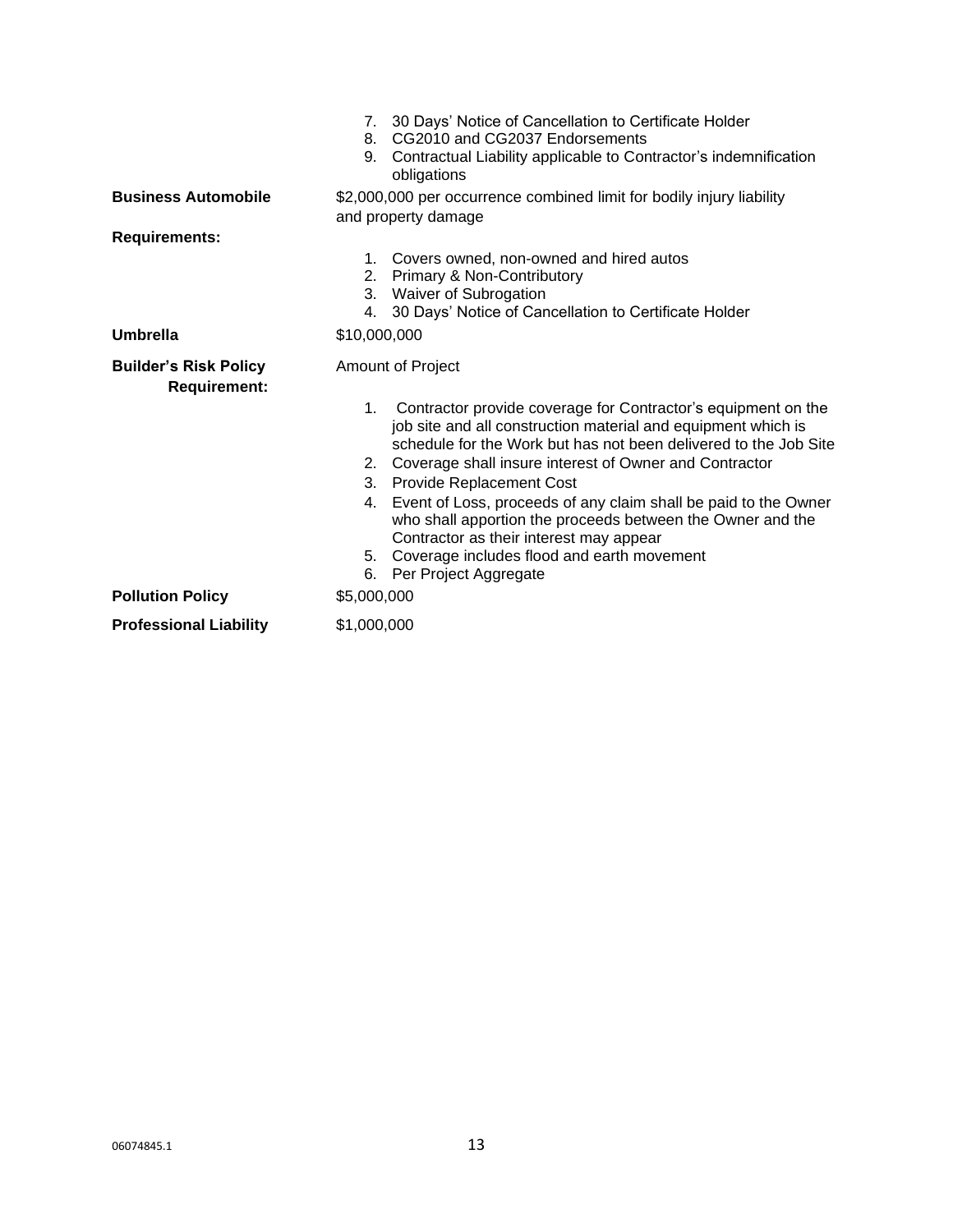7. 30 Days' Notice of Cancellation to Certificate Holder
8. CG2010 and CG2037 Endorsements
9. Contractual Liability applicable to Contractor's indemnification obligations

**Business Automobile** $2,000,000 per occurrence combined limit for bodily injury liability and property damage

**Requirements:**

1. Covers owned, non-owned and hired autos
2. Primary & Non-Contributory
3. Waiver of Subrogation
4. 30 Days' Notice of Cancellation to Certificate Holder

**Umbrella** $10,000,000

**Builder's Risk Policy** Amount of Project

**Requirement:**

1. Contractor provide coverage for Contractor's equipment on the job site and all construction material and equipment which is schedule for the Work but has not been delivered to the Job Site
2. Coverage shall insure interest of Owner and Contractor
3. Provide Replacement Cost
4. Event of Loss, proceeds of any claim shall be paid to the Owner who shall apportion the proceeds between the Owner and the Contractor as their interest may appear
5. Coverage includes flood and earth movement
6. Per Project Aggregate

**Pollution Policy** $5,000,000

**Professional Liability** $1,000,000

06074845.1